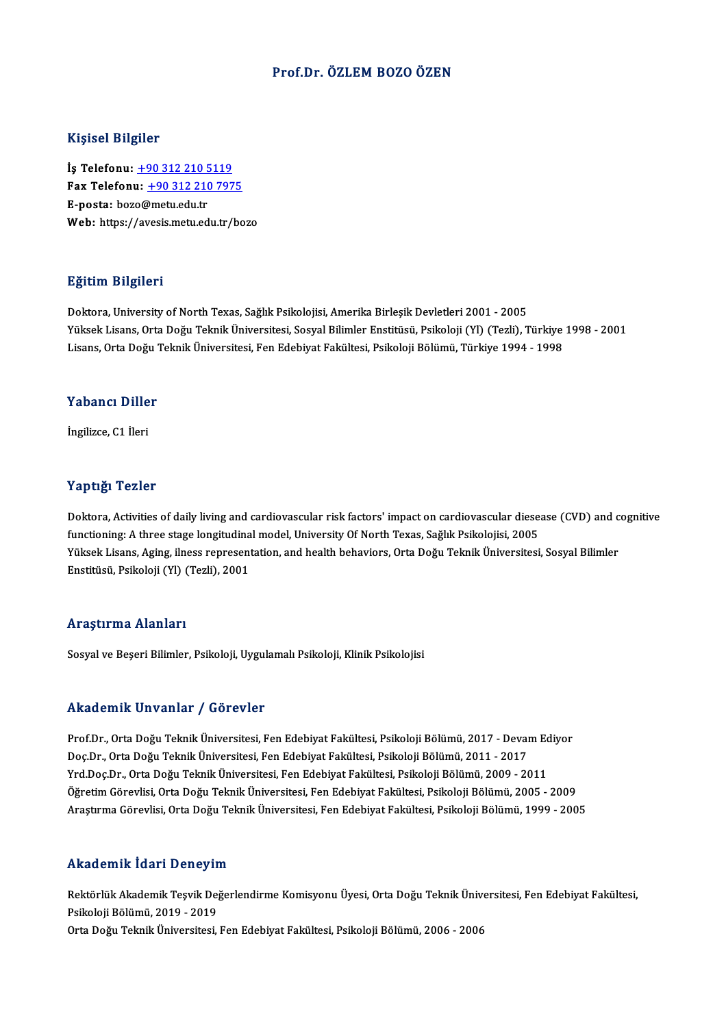# Prof.Dr. ÖZLEM BOZO ÖZEN

## Kişisel Bilgiler

**İş Telefonu:** +90 312 210 5119
**Fax Telefonu:** +90 312 210 7975
**E-posta:** bozo@metu.edu.tr
**Web:** https://avesis.metu.edu.tr/bozo

## Eğitim Bilgileri

Doktora, University of North Texas, Sağlık Psikolojisi, Amerika Birleşik Devletleri 2001 - 2005
Yüksek Lisans, Orta Doğu Teknik Üniversitesi, Sosyal Bilimler Enstitüsü, Psikoloji (Yl) (Tezli), Türkiye 1998 - 2001
Lisans, Orta Doğu Teknik Üniversitesi, Fen Edebiyat Fakültesi, Psikoloji Bölümü, Türkiye 1994 - 1998

## Yabancı Diller

İngilizce, C1 İleri

## Yaptığı Tezler

Doktora, Activities of daily living and cardiovascular risk factors' impact on cardiovascular diesease (CVD) and cognitive functioning: A three stage longitudinal model, University Of North Texas, Sağlık Psikolojisi, 2005
Yüksek Lisans, Aging, ilness representation, and health behaviors, Orta Doğu Teknik Üniversitesi, Sosyal Bilimler Enstitüsü, Psikoloji (Yl) (Tezli), 2001

## Araştırma Alanları

Sosyal ve Beşeri Bilimler, Psikoloji, Uygulamalı Psikoloji, Klinik Psikolojisi

## Akademik Unvanlar / Görevler

Prof.Dr., Orta Doğu Teknik Üniversitesi, Fen Edebiyat Fakültesi, Psikoloji Bölümü, 2017 - Devam Ediyor
Doç.Dr., Orta Doğu Teknik Üniversitesi, Fen Edebiyat Fakültesi, Psikoloji Bölümü, 2011 - 2017
Yrd.Doç.Dr., Orta Doğu Teknik Üniversitesi, Fen Edebiyat Fakültesi, Psikoloji Bölümü, 2009 - 2011
Öğretim Görevlisi, Orta Doğu Teknik Üniversitesi, Fen Edebiyat Fakültesi, Psikoloji Bölümü, 2005 - 2009
Araştırma Görevlisi, Orta Doğu Teknik Üniversitesi, Fen Edebiyat Fakültesi, Psikoloji Bölümü, 1999 - 2005

## Akademik İdari Deneyim

Rektörlük Akademik Teşvik Değerlendirme Komisyonu Üyesi, Orta Doğu Teknik Üniversitesi, Fen Edebiyat Fakültesi, Psikoloji Bölümü, 2019 - 2019
Orta Doğu Teknik Üniversitesi, Fen Edebiyat Fakültesi, Psikoloji Bölümü, 2006 - 2006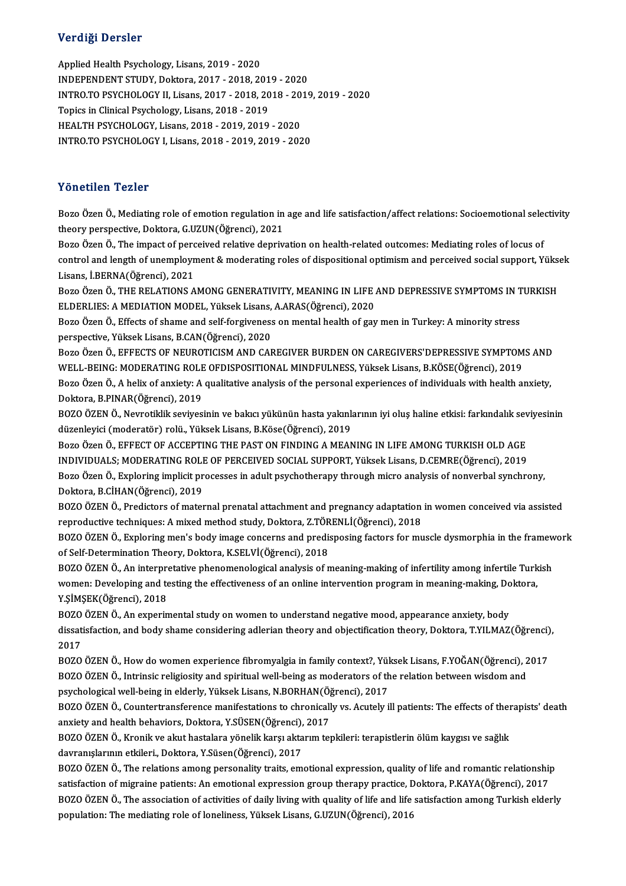## Verdiği Dersler

Applied Health Psychology, Lisans, 2019 - 2020
INDEPENDENT STUDY, Doktora, 2017 - 2018, 2019 - 2020
INTRO.TO PSYCHOLOGY II, Lisans, 2017 - 2018, 2018 - 2019, 2019 - 2020
Topics in Clinical Psychology, Lisans, 2018 - 2019
HEALTH PSYCHOLOGY, Lisans, 2018 - 2019, 2019 - 2020
INTRO.TO PSYCHOLOGY I, Lisans, 2018 - 2019, 2019 - 2020

## Yönetilen Tezler

Bozo Özen Ö., Mediating role of emotion regulation in age and life satisfaction/affect relations: Socioemotional selectivity theory perspective, Doktora, G.UZUN(Öğrenci), 2021
Bozo Özen Ö., The impact of perceived relative deprivation on health-related outcomes: Mediating roles of locus of control and length of unemployment & moderating roles of dispositional optimism and perceived social support, Yüksek Lisans, İ.BERNA(Öğrenci), 2021
Bozo Özen Ö., THE RELATIONS AMONG GENERATIVITY, MEANING IN LIFE AND DEPRESSIVE SYMPTOMS IN TURKISH ELDERLIES: A MEDIATION MODEL, Yüksek Lisans, A.ARAS(Öğrenci), 2020
Bozo Özen Ö., Effects of shame and self-forgiveness on mental health of gay men in Turkey: A minority stress perspective, Yüksek Lisans, B.CAN(Öğrenci), 2020
Bozo Özen Ö., EFFECTS OF NEUROTICISM AND CAREGIVER BURDEN ON CAREGIVERS'DEPRESSIVE SYMPTOMS AND WELL-BEING: MODERATING ROLE OFDISPOSITIONAL MINDFULNESS, Yüksek Lisans, B.KÖSE(Öğrenci), 2019
Bozo Özen Ö., A helix of anxiety: A qualitative analysis of the personal experiences of individuals with health anxiety, Doktora, B.PINAR(Öğrenci), 2019
BOZO ÖZEN Ö., Nevrotiklik seviyesinin ve bakıcı yükünün hasta yakınlarının iyi oluş haline etkisi: farkındalık seviyesinin düzenleyici (moderatör) rolü., Yüksek Lisans, B.Köse(Öğrenci), 2019
Bozo Özen Ö., EFFECT OF ACCEPTING THE PAST ON FINDING A MEANING IN LIFE AMONG TURKISH OLD AGE INDIVIDUALS; MODERATING ROLE OF PERCEIVED SOCIAL SUPPORT, Yüksek Lisans, D.CEMRE(Öğrenci), 2019
Bozo Özen Ö., Exploring implicit processes in adult psychotherapy through micro analysis of nonverbal synchrony, Doktora, B.CİHAN(Öğrenci), 2019
BOZO ÖZEN Ö., Predictors of maternal prenatal attachment and pregnancy adaptation in women conceived via assisted reproductive techniques: A mixed method study, Doktora, Z.TÖRENLİ(Öğrenci), 2018
BOZO ÖZEN Ö., Exploring men's body image concerns and predisposing factors for muscle dysmorphia in the framework of Self-Determination Theory, Doktora, K.SELVİ(Öğrenci), 2018
BOZO ÖZEN Ö., An interpretative phenomenological analysis of meaning-making of infertility among infertile Turkish women: Developing and testing the effectiveness of an online intervention program in meaning-making, Doktora, Y.ŞİMŞEK(Öğrenci), 2018
BOZO ÖZEN Ö., An experimental study on women to understand negative mood, appearance anxiety, body dissatisfaction, and body shame considering adlerian theory and objectification theory, Doktora, T.YILMAZ(Öğrenci), 2017
BOZO ÖZEN Ö., How do women experience fibromyalgia in family context?, Yüksek Lisans, F.YOĞAN(Öğrenci), 2017
BOZO ÖZEN Ö., Intrinsic religiosity and spiritual well-being as moderators of the relation between wisdom and psychological well-being in elderly, Yüksek Lisans, N.BORHAN(Öğrenci), 2017
BOZO ÖZEN Ö., Countertransference manifestations to chronically vs. Acutely ill patients: The effects of therapists' death anxiety and health behaviors, Doktora, Y.SÜSEN(Öğrenci), 2017
BOZO ÖZEN Ö., Kronik ve akut hastalara yönelik karşı aktarım tepkileri: terapistlerin ölüm kaygısı ve sağlık davranışlarının etkileri., Doktora, Y.Süsen(Öğrenci), 2017
BOZO ÖZEN Ö., The relations among personality traits, emotional expression, quality of life and romantic relationship satisfaction of migraine patients: An emotional expression group therapy practice, Doktora, P.KAYA(Öğrenci), 2017
BOZO ÖZEN Ö., The association of activities of daily living with quality of life and life satisfaction among Turkish elderly population: The mediating role of loneliness, Yüksek Lisans, G.UZUN(Öğrenci), 2016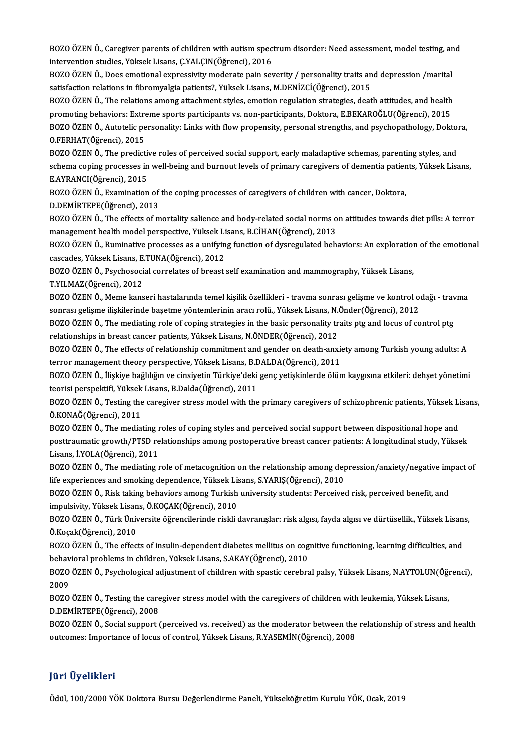BOZO ÖZEN Ö., Caregiver parents of children with autism spectrum disorder: Need assessment, model testing, and intervention studies, Yüksek Lisans, Ç.YALÇIN(Öğrenci), 2016

BOZO ÖZEN Ö., Does emotional expressivity moderate pain severity / personality traits and depression /marital satisfaction relations in fibromyalgia patients?, Yüksek Lisans, M.DENİZCİ(Öğrenci), 2015

BOZO ÖZEN Ö., The relations among attachment styles, emotion regulation strategies, death attitudes, and health promoting behaviors: Extreme sports participants vs. non-participants, Doktora, E.BEKAROĞLU(Öğrenci), 2015

BOZO ÖZEN Ö., Autotelic personality: Links with flow propensity, personal strengths, and psychopathology, Doktora, O.FERHAT(Öğrenci), 2015

BOZO ÖZEN Ö., The predictive roles of perceived social support, early maladaptive schemas, parenting styles, and schema coping processes in well-being and burnout levels of primary caregivers of dementia patients, Yüksek Lisans, E.AYRANCI(Öğrenci), 2015

BOZO ÖZEN Ö., Examination of the coping processes of caregivers of children with cancer, Doktora, D.DEMİRTEPE(Öğrenci), 2013

BOZO ÖZEN Ö., The effects of mortality salience and body-related social norms on attitudes towards diet pills: A terror management health model perspective, Yüksek Lisans, B.CİHAN(Öğrenci), 2013

BOZO ÖZEN Ö., Ruminative processes as a unifying function of dysregulated behaviors: An exploration of the emotional cascades, Yüksek Lisans, E.TUNA(Öğrenci), 2012

BOZO ÖZEN Ö., Psychosocial correlates of breast self examination and mammography, Yüksek Lisans, T.YILMAZ(Öğrenci), 2012

BOZO ÖZEN Ö., Meme kanseri hastalarında temel kişilik özellikleri - travma sonrası gelişme ve kontrol odağı - travma sonrası gelişme ilişkilerinde başetme yöntemlerinin aracı rolü., Yüksek Lisans, N.Önder(Öğrenci), 2012

BOZO ÖZEN Ö., The mediating role of coping strategies in the basic personality traits ptg and locus of control ptg relationships in breast cancer patients, Yüksek Lisans, N.ÖNDER(Öğrenci), 2012

BOZO ÖZEN Ö., The effects of relationship commitment and gender on death-anxiety among Turkish young adults: A terror management theory perspective, Yüksek Lisans, B.DALDA(Öğrenci), 2011

BOZO ÖZEN Ö., İlişkiye bağlılığın ve cinsiyetin Türkiye'deki genç yetişkinlerde ölüm kaygısına etkileri: dehşet yönetimi teorisi perspektifi, Yüksek Lisans, B.Dalda(Öğrenci), 2011

BOZO ÖZEN Ö., Testing the caregiver stress model with the primary caregivers of schizophrenic patients, Yüksek Lisans, Ö.KONAĞ(Öğrenci), 2011

BOZO ÖZEN Ö., The mediating roles of coping styles and perceived social support between dispositional hope and posttraumatic growth/PTSD relationships among postoperative breast cancer patients: A longitudinal study, Yüksek Lisans, İ.YOLA(Öğrenci), 2011

BOZO ÖZEN Ö., The mediating role of metacognition on the relationship among depression/anxiety/negative impact of life experiences and smoking dependence, Yüksek Lisans, S.YARIŞ(Öğrenci), 2010

BOZO ÖZEN Ö., Risk taking behaviors among Turkish university students: Perceived risk, perceived benefit, and impulsivity, Yüksek Lisans, Ö.KOÇAK(Öğrenci), 2010

BOZO ÖZEN Ö., Türk Üniversite öğrencilerinde riskli davranışlar: risk algısı, fayda algısı ve dürtüsellik., Yüksek Lisans, Ö.Koçak(Öğrenci), 2010

BOZO ÖZEN Ö., The effects of insulin-dependent diabetes mellitus on cognitive functioning, learning difficulties, and behavioral problems in children, Yüksek Lisans, S.AKAY(Öğrenci), 2010

BOZO ÖZEN Ö., Psychological adjustment of children with spastic cerebral palsy, Yüksek Lisans, N.AYTOLUN(Öğrenci), 2009

BOZO ÖZEN Ö., Testing the caregiver stress model with the caregivers of children with leukemia, Yüksek Lisans, D.DEMİRTEPE(Öğrenci), 2008

BOZO ÖZEN Ö., Social support (perceived vs. received) as the moderator between the relationship of stress and health outcomes: Importance of locus of control, Yüksek Lisans, R.YASEMİN(Öğrenci), 2008

## Jüri Üyelikleri

Ödül, 100/2000 YÖK Doktora Bursu Değerlendirme Paneli, Yükseköğretim Kurulu YÖK, Ocak, 2019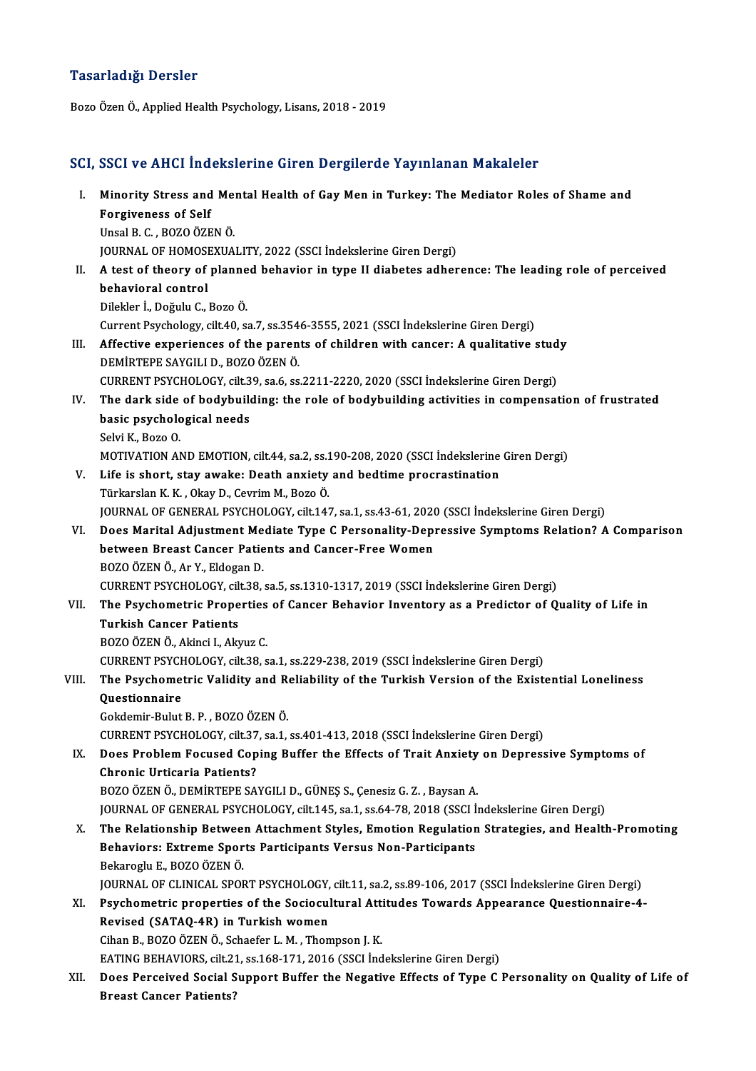## Tasarladığı Dersler

Bozo Özen Ö., Applied Health Psychology, Lisans, 2018 - 2019

## SCI, SSCI ve AHCI İndekslerine Giren Dergilerde Yayınlanan Makaleler

I. **Minority Stress and Mental Health of Gay Men in Turkey: The Mediator Roles of Shame and Forgiveness of Self**
Unsal B. C. , BOZO ÖZEN Ö.
JOURNAL OF HOMOSEXUALITY, 2022 (SSCI İndekslerine Giren Dergi)

II. **A test of theory of planned behavior in type II diabetes adherence: The leading role of perceived behavioral control**
Dilekler İ., Doğulu C., Bozo Ö.
Current Psychology, cilt.40, sa.7, ss.3546-3555, 2021 (SSCI İndekslerine Giren Dergi)

III. **Affective experiences of the parents of children with cancer: A qualitative study**
DEMİRTEPE SAYGILI D., BOZO ÖZEN Ö.
CURRENT PSYCHOLOGY, cilt.39, sa.6, ss.2211-2220, 2020 (SSCI İndekslerine Giren Dergi)

IV. **The dark side of bodybuilding: the role of bodybuilding activities in compensation of frustrated basic psychological needs**
Selvi K., Bozo O.
MOTIVATION AND EMOTION, cilt.44, sa.2, ss.190-208, 2020 (SSCI İndekslerine Giren Dergi)

V. **Life is short, stay awake: Death anxiety and bedtime procrastination**
Türkarslan K. K. , Okay D., Cevrim M., Bozo Ö.
JOURNAL OF GENERAL PSYCHOLOGY, cilt.147, sa.1, ss.43-61, 2020 (SSCI İndekslerine Giren Dergi)

VI. **Does Marital Adjustment Mediate Type C Personality-Depressive Symptoms Relation? A Comparison between Breast Cancer Patients and Cancer-Free Women**
BOZO ÖZEN Ö., Ar Y., Eldogan D.
CURRENT PSYCHOLOGY, cilt.38, sa.5, ss.1310-1317, 2019 (SSCI İndekslerine Giren Dergi)

VII. **The Psychometric Properties of Cancer Behavior Inventory as a Predictor of Quality of Life in Turkish Cancer Patients**
BOZO ÖZEN Ö., Akinci I., Akyuz C.
CURRENT PSYCHOLOGY, cilt.38, sa.1, ss.229-238, 2019 (SSCI İndekslerine Giren Dergi)

VIII. **The Psychometric Validity and Reliability of the Turkish Version of the Existential Loneliness Questionnaire**
Gokdemir-Bulut B. P. , BOZO ÖZEN Ö.
CURRENT PSYCHOLOGY, cilt.37, sa.1, ss.401-413, 2018 (SSCI İndekslerine Giren Dergi)

IX. **Does Problem Focused Coping Buffer the Effects of Trait Anxiety on Depressive Symptoms of Chronic Urticaria Patients?**
BOZO ÖZEN Ö., DEMİRTEPE SAYGILI D., GÜNEŞ S., Çenesiz G. Z. , Baysan A.
JOURNAL OF GENERAL PSYCHOLOGY, cilt.145, sa.1, ss.64-78, 2018 (SSCI İndekslerine Giren Dergi)

X. **The Relationship Between Attachment Styles, Emotion Regulation Strategies, and Health-Promoting Behaviors: Extreme Sports Participants Versus Non-Participants**
Bekaroglu E., BOZO ÖZEN Ö.
JOURNAL OF CLINICAL SPORT PSYCHOLOGY, cilt.11, sa.2, ss.89-106, 2017 (SSCI İndekslerine Giren Dergi)

XI. **Psychometric properties of the Sociocultural Attitudes Towards Appearance Questionnaire-4-Revised (SATAQ-4R) in Turkish women**
Cihan B., BOZO ÖZEN Ö., Schaefer L. M. , Thompson J. K.
EATING BEHAVIORS, cilt.21, ss.168-171, 2016 (SSCI İndekslerine Giren Dergi)

XII. **Does Perceived Social Support Buffer the Negative Effects of Type C Personality on Quality of Life of Breast Cancer Patients?**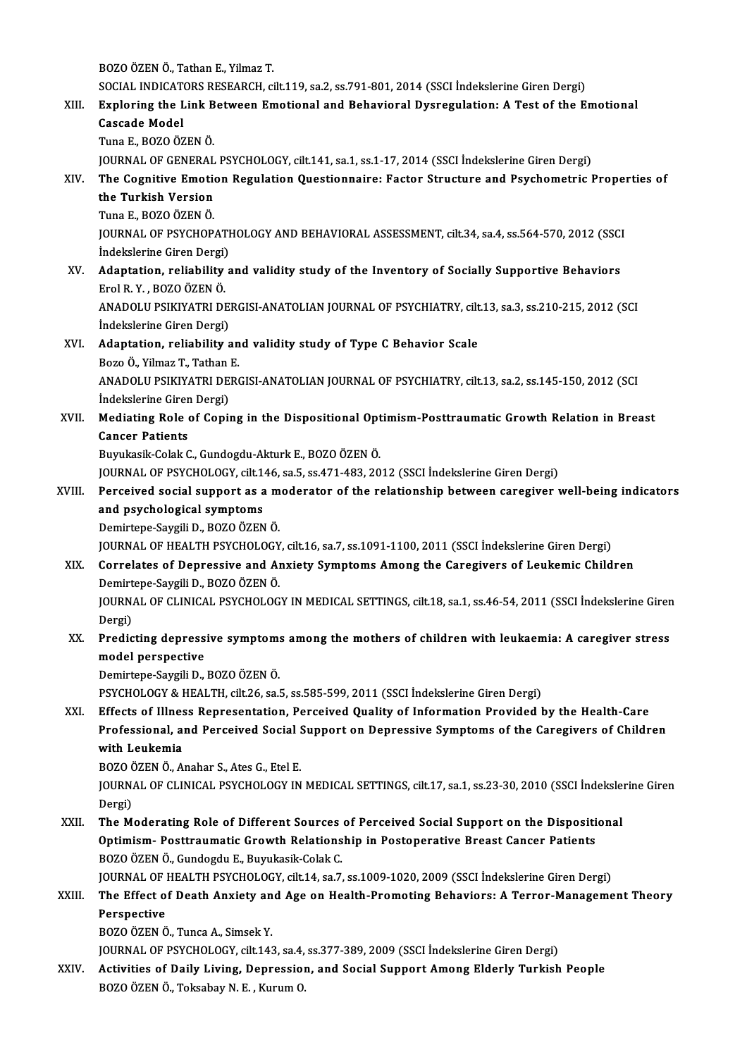BOZO ÖZEN Ö., Tathan E., Yilmaz T.
SOCIAL INDICATORS RESEARCH, cilt.119, sa.2, ss.791-801, 2014 (SSCI İndekslerine Giren Dergi)

XIII. **Exploring the Link Between Emotional and Behavioral Dysregulation: A Test of the Emotional Cascade Model**
Tuna E., BOZO ÖZEN Ö.
JOURNAL OF GENERAL PSYCHOLOGY, cilt.141, sa.1, ss.1-17, 2014 (SSCI İndekslerine Giren Dergi)

XIV. **The Cognitive Emotion Regulation Questionnaire: Factor Structure and Psychometric Properties of the Turkish Version**
Tuna E., BOZO ÖZEN Ö.
JOURNAL OF PSYCHOPATHOLOGY AND BEHAVIORAL ASSESSMENT, cilt.34, sa.4, ss.564-570, 2012 (SSCI İndekslerine Giren Dergi)

XV. **Adaptation, reliability and validity study of the Inventory of Socially Supportive Behaviors**
Erol R. Y. , BOZO ÖZEN Ö.
ANADOLU PSIKIYATRI DERGISI-ANATOLIAN JOURNAL OF PSYCHIATRY, cilt.13, sa.3, ss.210-215, 2012 (SCI İndekslerine Giren Dergi)

XVI. **Adaptation, reliability and validity study of Type C Behavior Scale**
Bozo Ö., Yilmaz T., Tathan E.
ANADOLU PSIKIYATRI DERGISI-ANATOLIAN JOURNAL OF PSYCHIATRY, cilt.13, sa.2, ss.145-150, 2012 (SCI İndekslerine Giren Dergi)

XVII. **Mediating Role of Coping in the Dispositional Optimism-Posttraumatic Growth Relation in Breast Cancer Patients**
Buyukasik-Colak C., Gundogdu-Akturk E., BOZO ÖZEN Ö.
JOURNAL OF PSYCHOLOGY, cilt.146, sa.5, ss.471-483, 2012 (SSCI İndekslerine Giren Dergi)

XVIII. **Perceived social support as a moderator of the relationship between caregiver well-being indicators and psychological symptoms**
Demirtepe-Saygili D., BOZO ÖZEN Ö.
JOURNAL OF HEALTH PSYCHOLOGY, cilt.16, sa.7, ss.1091-1100, 2011 (SSCI İndekslerine Giren Dergi)

XIX. **Correlates of Depressive and Anxiety Symptoms Among the Caregivers of Leukemic Children**
Demirtepe-Saygili D., BOZO ÖZEN Ö.
JOURNAL OF CLINICAL PSYCHOLOGY IN MEDICAL SETTINGS, cilt.18, sa.1, ss.46-54, 2011 (SSCI İndekslerine Giren Dergi)

XX. **Predicting depressive symptoms among the mothers of children with leukaemia: A caregiver stress model perspective**
Demirtepe-Saygili D., BOZO ÖZEN Ö.
PSYCHOLOGY & HEALTH, cilt.26, sa.5, ss.585-599, 2011 (SSCI İndekslerine Giren Dergi)

XXI. **Effects of Illness Representation, Perceived Quality of Information Provided by the Health-Care Professional, and Perceived Social Support on Depressive Symptoms of the Caregivers of Children with Leukemia**
BOZO ÖZEN Ö., Anahar S., Ates G., Etel E.
JOURNAL OF CLINICAL PSYCHOLOGY IN MEDICAL SETTINGS, cilt.17, sa.1, ss.23-30, 2010 (SSCI İndekslerine Giren Dergi)

XXII. **The Moderating Role of Different Sources of Perceived Social Support on the Dispositional Optimism- Posttraumatic Growth Relationship in Postoperative Breast Cancer Patients**
BOZO ÖZEN Ö., Gundogdu E., Buyukasik-Colak C.
JOURNAL OF HEALTH PSYCHOLOGY, cilt.14, sa.7, ss.1009-1020, 2009 (SSCI İndekslerine Giren Dergi)

XXIII. **The Effect of Death Anxiety and Age on Health-Promoting Behaviors: A Terror-Management Theory Perspective**
BOZO ÖZEN Ö., Tunca A., Simsek Y.
JOURNAL OF PSYCHOLOGY, cilt.143, sa.4, ss.377-389, 2009 (SSCI İndekslerine Giren Dergi)

XXIV. **Activities of Daily Living, Depression, and Social Support Among Elderly Turkish People**
BOZO ÖZEN Ö., Toksabay N. E. , Kurum O.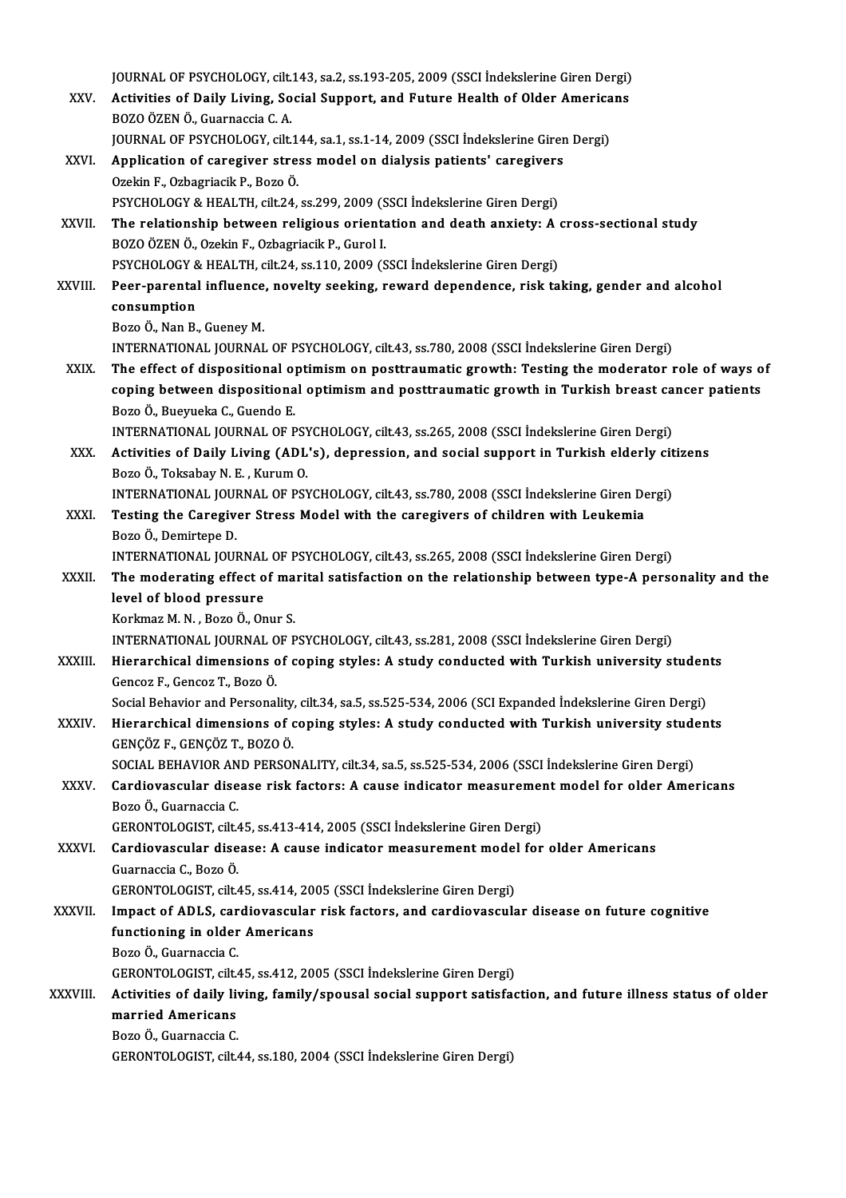JOURNAL OF PSYCHOLOGY, cilt.143, sa.2, ss.193-205, 2009 (SSCI İndekslerine Giren Dergi)

XXV. **Activities of Daily Living, Social Support, and Future Health of Older Americans**
BOZO ÖZEN Ö., Guarnaccia C. A.
JOURNAL OF PSYCHOLOGY, cilt.144, sa.1, ss.1-14, 2009 (SSCI İndekslerine Giren Dergi)

XXVI. **Application of caregiver stress model on dialysis patients' caregivers**
Ozekin F., Ozbagriacik P., Bozo Ö.
PSYCHOLOGY & HEALTH, cilt.24, ss.299, 2009 (SSCI İndekslerine Giren Dergi)

XXVII. **The relationship between religious orientation and death anxiety: A cross-sectional study**
BOZO ÖZEN Ö., Ozekin F., Ozbagriacik P., Gurol I.
PSYCHOLOGY & HEALTH, cilt.24, ss.110, 2009 (SSCI İndekslerine Giren Dergi)

XXVIII. **Peer-parental influence, novelty seeking, reward dependence, risk taking, gender and alcohol consumption**
Bozo Ö., Nan B., Gueney M.
INTERNATIONAL JOURNAL OF PSYCHOLOGY, cilt.43, ss.780, 2008 (SSCI İndekslerine Giren Dergi)

XXIX. **The effect of dispositional optimism on posttraumatic growth: Testing the moderator role of ways of coping between dispositional optimism and posttraumatic growth in Turkish breast cancer patients**
Bozo Ö., Bueyueka C., Guendo E.
INTERNATIONAL JOURNAL OF PSYCHOLOGY, cilt.43, ss.265, 2008 (SSCI İndekslerine Giren Dergi)

XXX. **Activities of Daily Living (ADL's), depression, and social support in Turkish elderly citizens**
Bozo Ö., Toksabay N. E. , Kurum O.
INTERNATIONAL JOURNAL OF PSYCHOLOGY, cilt.43, ss.780, 2008 (SSCI İndekslerine Giren Dergi)

XXXI. **Testing the Caregiver Stress Model with the caregivers of children with Leukemia**
Bozo Ö., Demirtepe D.
INTERNATIONAL JOURNAL OF PSYCHOLOGY, cilt.43, ss.265, 2008 (SSCI İndekslerine Giren Dergi)

XXXII. **The moderating effect of marital satisfaction on the relationship between type-A personality and the level of blood pressure**
Korkmaz M. N. , Bozo Ö., Onur S.
INTERNATIONAL JOURNAL OF PSYCHOLOGY, cilt.43, ss.281, 2008 (SSCI İndekslerine Giren Dergi)

XXXIII. **Hierarchical dimensions of coping styles: A study conducted with Turkish university students**
Gencoz F., Gencoz T., Bozo Ö.
Social Behavior and Personality, cilt.34, sa.5, ss.525-534, 2006 (SCI Expanded İndekslerine Giren Dergi)

XXXIV. **Hierarchical dimensions of coping styles: A study conducted with Turkish university students**
GENÇÖZ F., GENÇÖZ T., BOZO Ö.
SOCIAL BEHAVIOR AND PERSONALITY, cilt.34, sa.5, ss.525-534, 2006 (SSCI İndekslerine Giren Dergi)

XXXV. **Cardiovascular disease risk factors: A cause indicator measurement model for older Americans**
Bozo Ö., Guarnaccia C.
GERONTOLOGIST, cilt.45, ss.413-414, 2005 (SSCI İndekslerine Giren Dergi)

XXXVI. **Cardiovascular disease: A cause indicator measurement model for older Americans**
Guarnaccia C., Bozo Ö.
GERONTOLOGIST, cilt.45, ss.414, 2005 (SSCI İndekslerine Giren Dergi)

XXXVII. **Impact of ADLS, cardiovascular risk factors, and cardiovascular disease on future cognitive functioning in older Americans**
Bozo Ö., Guarnaccia C.
GERONTOLOGIST, cilt.45, ss.412, 2005 (SSCI İndekslerine Giren Dergi)

XXXVIII. **Activities of daily living, family/spousal social support satisfaction, and future illness status of older married Americans**
Bozo Ö., Guarnaccia C.
GERONTOLOGIST, cilt.44, ss.180, 2004 (SSCI İndekslerine Giren Dergi)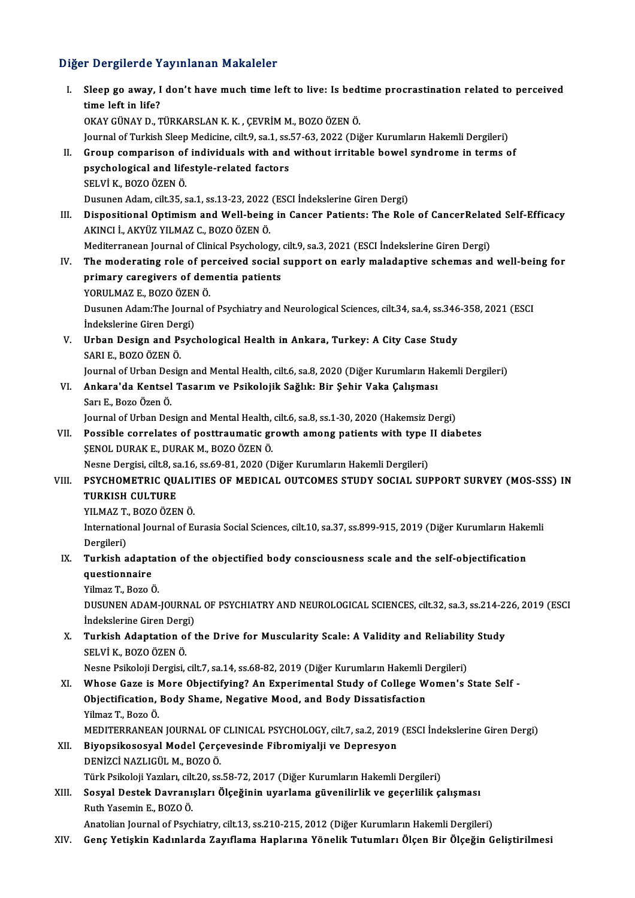## Diğer Dergilerde Yayınlanan Makaleler

I. **Sleep go away, I don't have much time left to live: Is bedtime procrastination related to perceived time left in life?**
OKAY GÜNAY D., TÜRKARSLAN K. K. , ÇEVRİM M., BOZO ÖZEN Ö.
Journal of Turkish Sleep Medicine, cilt.9, sa.1, ss.57-63, 2022 (Diğer Kurumların Hakemli Dergileri)

II. **Group comparison of individuals with and without irritable bowel syndrome in terms of psychological and lifestyle-related factors**
SELVİ K., BOZO ÖZEN Ö.
Dusunen Adam, cilt.35, sa.1, ss.13-23, 2022 (ESCI İndekslerine Giren Dergi)

III. **Dispositional Optimism and Well-being in Cancer Patients: The Role of CancerRelated Self-Efficacy**
AKINCI İ., AKYÜZ YILMAZ C., BOZO ÖZEN Ö.
Mediterranean Journal of Clinical Psychology, cilt.9, sa.3, 2021 (ESCI İndekslerine Giren Dergi)

IV. **The moderating role of perceived social support on early maladaptive schemas and well-being for primary caregivers of dementia patients**
YORULMAZ E., BOZO ÖZEN Ö.
Dusunen Adam:The Journal of Psychiatry and Neurological Sciences, cilt.34, sa.4, ss.346-358, 2021 (ESCI İndekslerine Giren Dergi)

V. **Urban Design and Psychological Health in Ankara, Turkey: A City Case Study**
SARI E., BOZO ÖZEN Ö.
Journal of Urban Design and Mental Health, cilt.6, sa.8, 2020 (Diğer Kurumların Hakemli Dergileri)

VI. **Ankara'da Kentsel Tasarım ve Psikolojik Sağlık: Bir Şehir Vaka Çalışması**
Sarı E., Bozo Özen Ö.
Journal of Urban Design and Mental Health, cilt.6, sa.8, ss.1-30, 2020 (Hakemsiz Dergi)

VII. **Possible correlates of posttraumatic growth among patients with type II diabetes**
ŞENOL DURAK E., DURAK M., BOZO ÖZEN Ö.
Nesne Dergisi, cilt.8, sa.16, ss.69-81, 2020 (Diğer Kurumların Hakemli Dergileri)

VIII. **PSYCHOMETRIC QUALITIES OF MEDICAL OUTCOMES STUDY SOCIAL SUPPORT SURVEY (MOS-SSS) IN TURKISH CULTURE**
YILMAZ T., BOZO ÖZEN Ö.
International Journal of Eurasia Social Sciences, cilt.10, sa.37, ss.899-915, 2019 (Diğer Kurumların Hakemli Dergileri)

IX. **Turkish adaptation of the objectified body consciousness scale and the self-objectification questionnaire**
Yilmaz T., Bozo Ö.
DUSUNEN ADAM-JOURNAL OF PSYCHIATRY AND NEUROLOGICAL SCIENCES, cilt.32, sa.3, ss.214-226, 2019 (ESCI İndekslerine Giren Dergi)

X. **Turkish Adaptation of the Drive for Muscularity Scale: A Validity and Reliability Study**
SELVİ K., BOZO ÖZEN Ö.
Nesne Psikoloji Dergisi, cilt.7, sa.14, ss.68-82, 2019 (Diğer Kurumların Hakemli Dergileri)

XI. **Whose Gaze is More Objectifying? An Experimental Study of College Women's State Self - Objectification, Body Shame, Negative Mood, and Body Dissatisfaction**
Yilmaz T., Bozo Ö.
MEDITERRANEAN JOURNAL OF CLINICAL PSYCHOLOGY, cilt.7, sa.2, 2019 (ESCI İndekslerine Giren Dergi)

XII. **Biyopsikososyal Model Çerçevesinde Fibromiyalji ve Depresyon**
DENİZCİ NAZLIGÜL M., BOZO Ö.
Türk Psikoloji Yazıları, cilt.20, ss.58-72, 2017 (Diğer Kurumların Hakemli Dergileri)

XIII. **Sosyal Destek Davranışları Ölçeğinin uyarlama güvenilirlik ve geçerlilik çalışması**
Ruth Yasemin E., BOZO Ö.
Anatolian Journal of Psychiatry, cilt.13, ss.210-215, 2012 (Diğer Kurumların Hakemli Dergileri)

XIV. **Genç Yetişkin Kadınlarda Zayıflama Haplarına Yönelik Tutumları Ölçen Bir Ölçeğin Geliştirilmesi**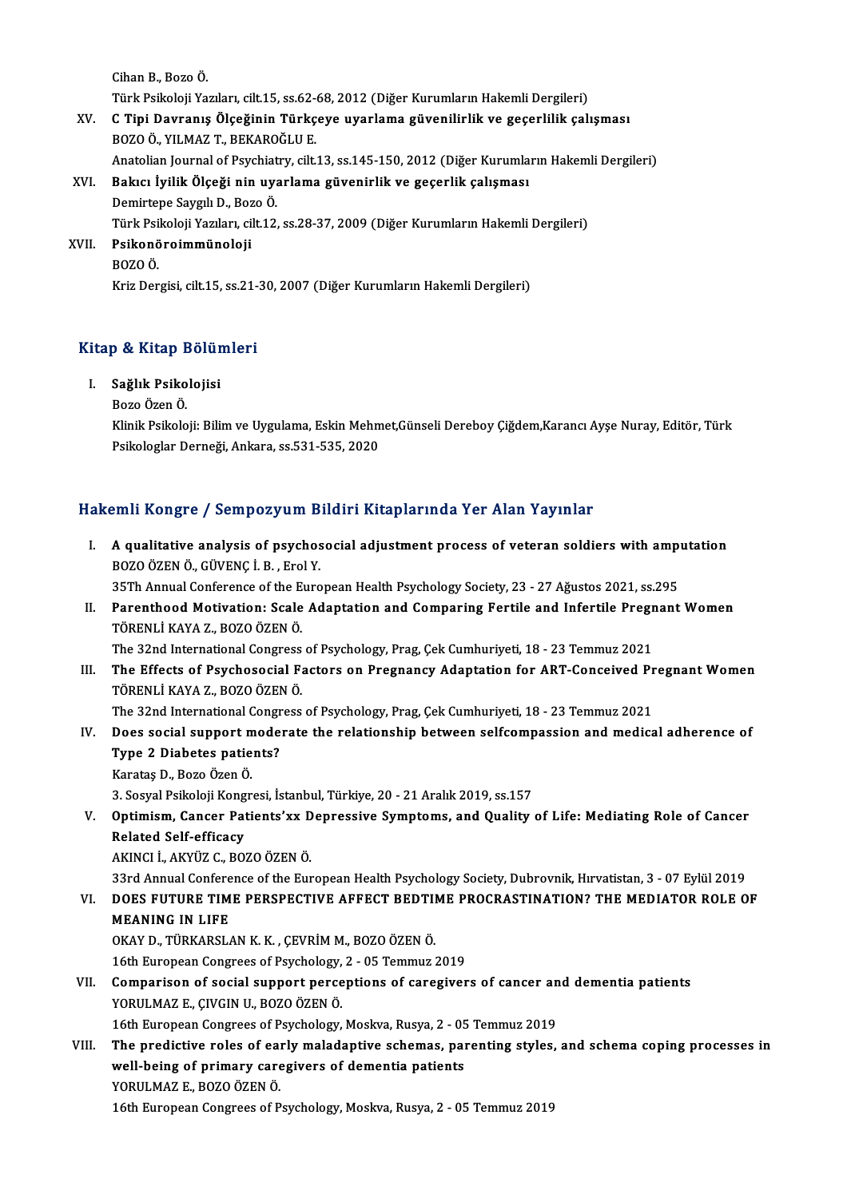Cihan B., Bozo Ö.
Türk Psikoloji Yazıları, cilt.15, ss.62-68, 2012 (Diğer Kurumların Hakemli Dergileri)

XV. **C Tipi Davranış Ölçeğinin Türkçeye uyarlama güvenilirlik ve geçerlik çalışması**
BOZO Ö., YILMAZ T., BEKAROĞLU E.
Anatolian Journal of Psychiatry, cilt.13, ss.145-150, 2012 (Diğer Kurumların Hakemli Dergileri)

XVI. **Bakıcı İyilik Ölçeği nin uyarlama güvenirlik ve geçerlik çalışması**
Demirtepe Saygılı D., Bozo Ö.
Türk Psikoloji Yazıları, cilt.12, ss.28-37, 2009 (Diğer Kurumların Hakemli Dergileri)

XVII. **Psikonöroimmünoloji**
BOZO Ö.
Kriz Dergisi, cilt.15, ss.21-30, 2007 (Diğer Kurumların Hakemli Dergileri)

## Kitap & Kitap Bölümleri

I. **Sağlık Psikolojisi**
Bozo Özen Ö.
Klinik Psikoloji: Bilim ve Uygulama, Eskin Mehmet,Günseli Dereboy Çiğdem,Karancı Ayşe Nuray, Editör, Türk Psikologlar Derneği, Ankara, ss.531-535, 2020

## Hakemli Kongre / Sempozyum Bildiri Kitaplarında Yer Alan Yayınlar

I. **A qualitative analysis of psychosocial adjustment process of veteran soldiers with amputation**
BOZO ÖZEN Ö., GÜVENÇ İ. B. , Erol Y.
35Th Annual Conference of the European Health Psychology Society, 23 - 27 Ağustos 2021, ss.295

II. **Parenthood Motivation: Scale Adaptation and Comparing Fertile and Infertile Pregnant Women**
TÖRENLİ KAYA Z., BOZO ÖZEN Ö.
The 32nd International Congress of Psychology, Prag, Çek Cumhuriyeti, 18 - 23 Temmuz 2021

III. **The Effects of Psychosocial Factors on Pregnancy Adaptation for ART-Conceived Pregnant Women**
TÖRENLİ KAYA Z., BOZO ÖZEN Ö.
The 32nd International Congress of Psychology, Prag, Çek Cumhuriyeti, 18 - 23 Temmuz 2021

IV. **Does social support moderate the relationship between selfcompassion and medical adherence of Type 2 Diabetes patients?**
Karataş D., Bozo Özen Ö.
3. Sosyal Psikoloji Kongresi, İstanbul, Türkiye, 20 - 21 Aralık 2019, ss.157

V. **Optimism, Cancer Patients'xx Depressive Symptoms, and Quality of Life: Mediating Role of Cancer Related Self-efficacy**
AKINCI İ., AKYÜZ C., BOZO ÖZEN Ö.
33rd Annual Conference of the European Health Psychology Society, Dubrovnik, Hırvatistan, 3 - 07 Eylül 2019

VI. **DOES FUTURE TIME PERSPECTIVE AFFECT BEDTIME PROCRASTINATION? THE MEDIATOR ROLE OF MEANING IN LIFE**
OKAY D., TÜRKARSLAN K. K. , ÇEVRİM M., BOZO ÖZEN Ö.
16th European Congrees of Psychology, 2 - 05 Temmuz 2019

VII. **Comparison of social support perceptions of caregivers of cancer and dementia patients**
YORULMAZ E., ÇIVGIN U., BOZO ÖZEN Ö.
16th European Congrees of Psychology, Moskva, Rusya, 2 - 05 Temmuz 2019

VIII. **The predictive roles of early maladaptive schemas, parenting styles, and schema coping processes in well-being of primary caregivers of dementia patients**
YORULMAZ E., BOZO ÖZEN Ö.
16th European Congrees of Psychology, Moskva, Rusya, 2 - 05 Temmuz 2019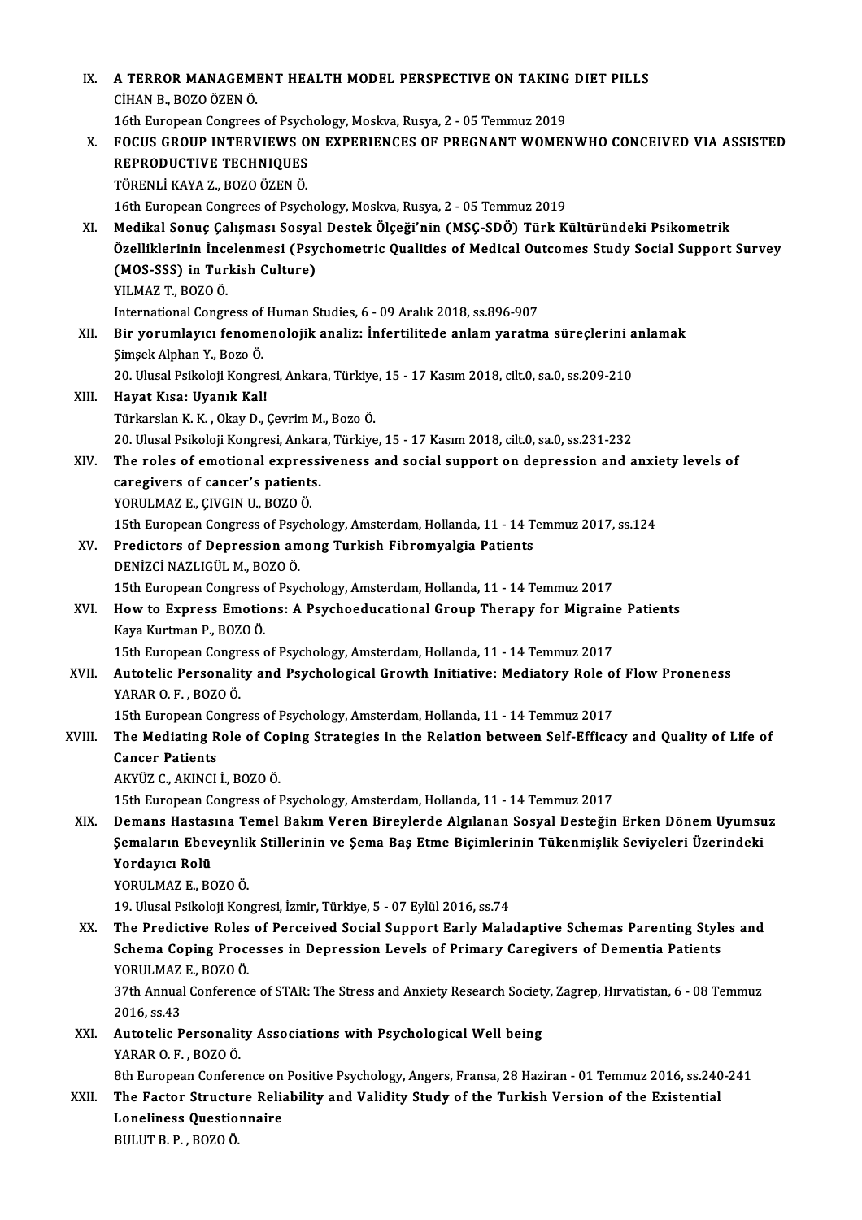IX. **A TERROR MANAGEMENT HEALTH MODEL PERSPECTIVE ON TAKING DIET PILLS**
CİHAN B., BOZO ÖZEN Ö.
16th European Congrees of Psychology, Moskva, Rusya, 2 - 05 Temmuz 2019

X. **FOCUS GROUP INTERVIEWS ON EXPERIENCES OF PREGNANT WOMENWHO CONCEIVED VIA ASSISTED REPRODUCTIVE TECHNIQUES**
TÖRENLİ KAYA Z., BOZO ÖZEN Ö.
16th European Congrees of Psychology, Moskva, Rusya, 2 - 05 Temmuz 2019

XI. **Medikal Sonuç Çalışması Sosyal Destek Ölçeği'nin (MSÇ-SDÖ) Türk Kültüründeki Psikometrik Özelliklerinin İncelenmesi (Psychometric Qualities of Medical Outcomes Study Social Support Survey (MOS-SSS) in Turkish Culture)**
YILMAZ T., BOZO Ö.
International Congress of Human Studies, 6 - 09 Aralık 2018, ss.896-907

XII. **Bir yorumlayıcı fenomenolojik analiz: İnfertilitede anlam yaratma süreçlerini anlamak**
Şimşek Alphan Y., Bozo Ö.
20. Ulusal Psikoloji Kongresi, Ankara, Türkiye, 15 - 17 Kasım 2018, cilt.0, sa.0, ss.209-210

XIII. **Hayat Kısa: Uyanık Kal!**
Türkarslan K. K. , Okay D., Çevrim M., Bozo Ö.
20. Ulusal Psikoloji Kongresi, Ankara, Türkiye, 15 - 17 Kasım 2018, cilt.0, sa.0, ss.231-232

XIV. **The roles of emotional expressiveness and social support on depression and anxiety levels of caregivers of cancer's patients.**
YORULMAZ E., ÇIVGIN U., BOZO Ö.
15th European Congress of Psychology, Amsterdam, Hollanda, 11 - 14 Temmuz 2017, ss.124

XV. **Predictors of Depression among Turkish Fibromyalgia Patients**
DENİZCİ NAZLIGÜL M., BOZO Ö.
15th European Congress of Psychology, Amsterdam, Hollanda, 11 - 14 Temmuz 2017

XVI. **How to Express Emotions: A Psychoeducational Group Therapy for Migraine Patients**
Kaya Kurtman P., BOZO Ö.
15th European Congress of Psychology, Amsterdam, Hollanda, 11 - 14 Temmuz 2017

XVII. **Autotelic Personality and Psychological Growth Initiative: Mediatory Role of Flow Proneness**
YARAR O. F. , BOZO Ö.
15th European Congress of Psychology, Amsterdam, Hollanda, 11 - 14 Temmuz 2017

XVIII. **The Mediating Role of Coping Strategies in the Relation between Self-Efficacy and Quality of Life of Cancer Patients**
AKYÜZ C., AKINCI İ., BOZO Ö.
15th European Congress of Psychology, Amsterdam, Hollanda, 11 - 14 Temmuz 2017

XIX. **Demans Hastasına Temel Bakım Veren Bireylerde Algılanan Sosyal Desteğin Erken Dönem Uyumsuz Şemaların Ebeveynlik Stillerinin ve Şema Baş Etme Biçimlerinin Tükenmişlik Seviyeleri Üzerindeki Yordayıcı Rolü**
YORULMAZ E., BOZO Ö.
19. Ulusal Psikoloji Kongresi, İzmir, Türkiye, 5 - 07 Eylül 2016, ss.74

XX. **The Predictive Roles of Perceived Social Support Early Maladaptive Schemas Parenting Styles and Schema Coping Processes in Depression Levels of Primary Caregivers of Dementia Patients**
YORULMAZ E., BOZO Ö.
37th Annual Conference of STAR: The Stress and Anxiety Research Society, Zagrep, Hırvatistan, 6 - 08 Temmuz 2016, ss.43

XXI. **Autotelic Personality Associations with Psychological Well being**
YARAR O. F. , BOZO Ö.
8th European Conference on Positive Psychology, Angers, Fransa, 28 Haziran - 01 Temmuz 2016, ss.240-241

XXII. **The Factor Structure Reliability and Validity Study of the Turkish Version of the Existential Loneliness Questionnaire**
BULUT B. P. , BOZO Ö.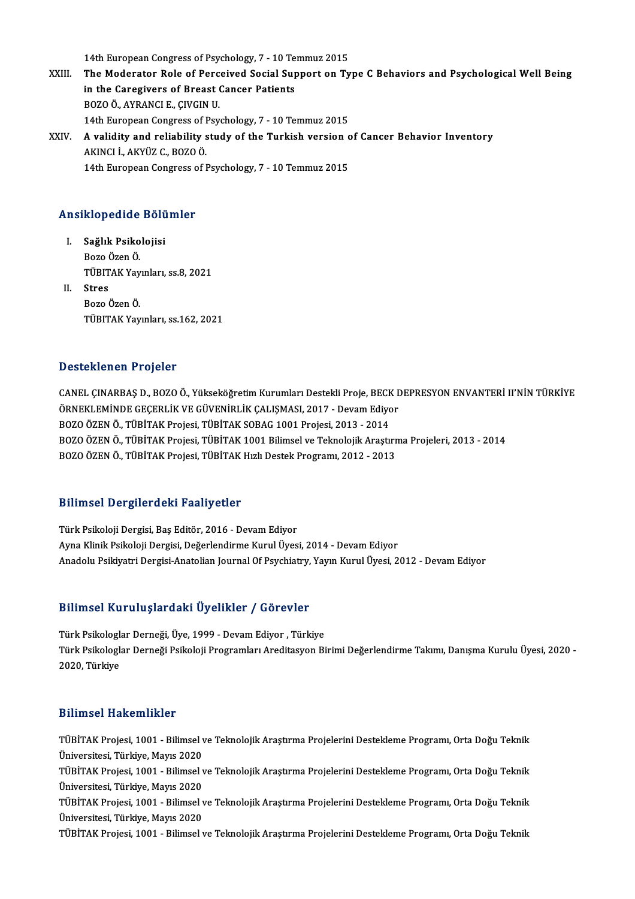14th European Congress of Psychology, 7 - 10 Temmuz 2015

XXIII. **The Moderator Role of Perceived Social Support on Type C Behaviors and Psychological Well Being in the Caregivers of Breast Cancer Patients**
BOZO Ö., AYRANCI E., ÇIVGIN U.
14th European Congress of Psychology, 7 - 10 Temmuz 2015

XXIV. **A validity and reliability study of the Turkish version of Cancer Behavior Inventory**
AKINCI İ., AKYÜZ C., BOZO Ö.
14th European Congress of Psychology, 7 - 10 Temmuz 2015

## Ansiklopedide Bölümler

I. **Sağlık Psikolojisi**
Bozo Özen Ö.
TÜBİTAK Yayınları, ss.8, 2021

II. **Stres**
Bozo Özen Ö.
TÜBİTAK Yayınları, ss.162, 2021

## Desteklenen Projeler

CANEL ÇINARBAŞ D., BOZO Ö., Yükseköğretim Kurumları Destekli Proje, BECK DEPRESYON ENVANTERİ II'NİN TÜRKİYE ÖRNEKLEMİNDE GEÇERLİK VE GÜVENİRLİK ÇALIŞMASI, 2017 - Devam Ediyor
BOZO ÖZEN Ö., TÜBİTAK Projesi, TÜBİTAK SOBAG 1001 Projesi, 2013 - 2014
BOZO ÖZEN Ö., TÜBİTAK Projesi, TÜBİTAK 1001 Bilimsel ve Teknolojik Araştırma Projeleri, 2013 - 2014
BOZO ÖZEN Ö., TÜBİTAK Projesi, TÜBİTAK Hızlı Destek Programı, 2012 - 2013

## Bilimsel Dergilerdeki Faaliyetler

Türk Psikoloji Dergisi, Baş Editör, 2016 - Devam Ediyor
Ayna Klinik Psikoloji Dergisi, Değerlendirme Kurul Üyesi, 2014 - Devam Ediyor
Anadolu Psikiyatri Dergisi-Anatolian Journal Of Psychiatry, Yayın Kurul Üyesi, 2012 - Devam Ediyor

## Bilimsel Kuruluşlardaki Üyelikler / Görevler

Türk Psikologlar Derneği, Üye, 1999 - Devam Ediyor , Türkiye
Türk Psikologlar Derneği Psikoloji Programları Areditasyon Birimi Değerlendirme Takımı, Danışma Kurulu Üyesi, 2020 - 2020, Türkiye

## Bilimsel Hakemlikler

TÜBİTAK Projesi, 1001 - Bilimsel ve Teknolojik Araştırma Projelerini Destekleme Programı, Orta Doğu Teknik Üniversitesi, Türkiye, Mayıs 2020
TÜBİTAK Projesi, 1001 - Bilimsel ve Teknolojik Araştırma Projelerini Destekleme Programı, Orta Doğu Teknik Üniversitesi, Türkiye, Mayıs 2020
TÜBİTAK Projesi, 1001 - Bilimsel ve Teknolojik Araştırma Projelerini Destekleme Programı, Orta Doğu Teknik Üniversitesi, Türkiye, Mayıs 2020
TÜBİTAK Projesi, 1001 - Bilimsel ve Teknolojik Araştırma Projelerini Destekleme Programı, Orta Doğu Teknik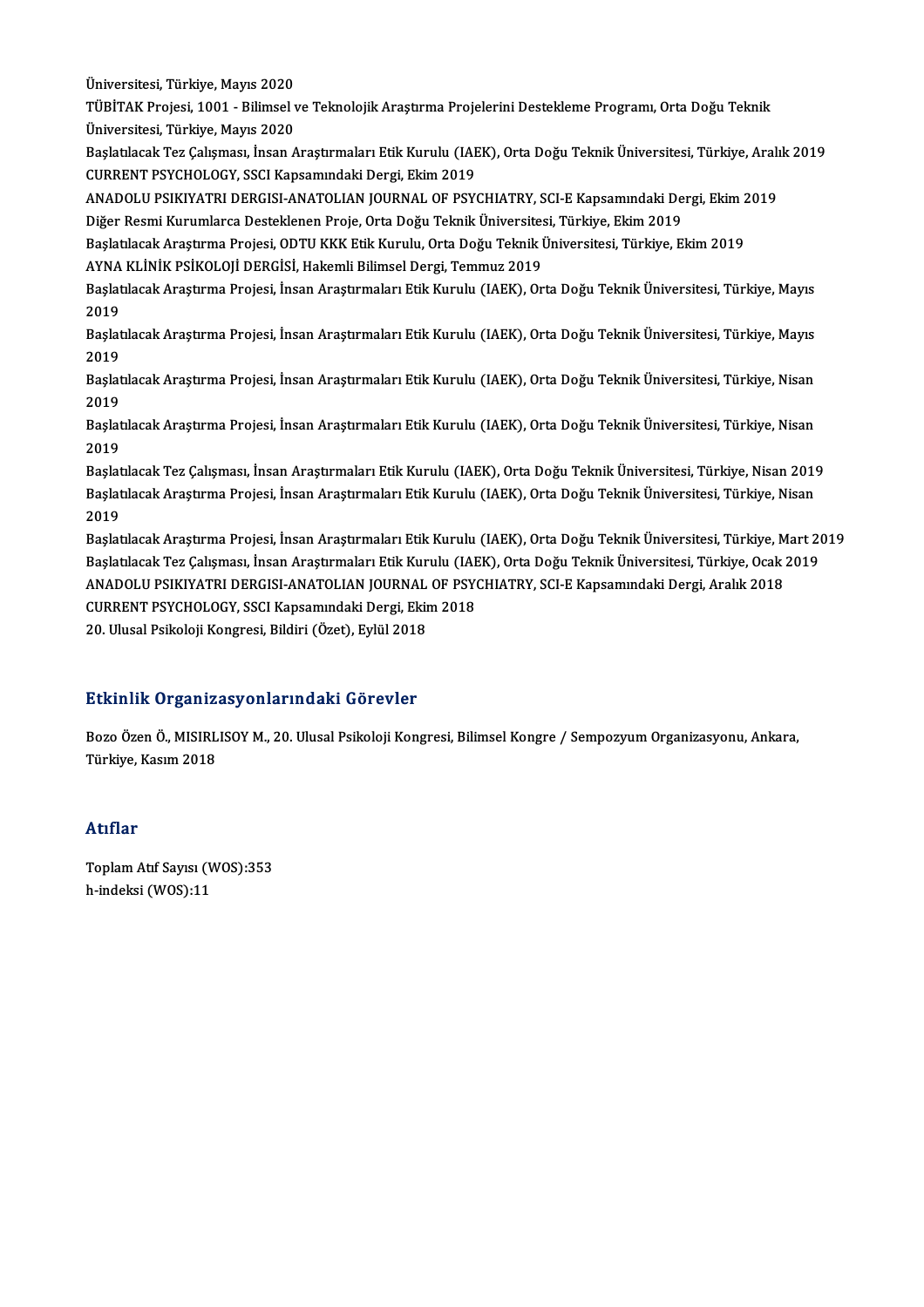Üniversitesi, Türkiye, Mayıs 2020

TÜBİTAK Projesi, 1001 - Bilimsel ve Teknolojik Araştırma Projelerini Destekleme Programı, Orta Doğu Teknik Üniversitesi, Türkiye, Mayıs 2020

Başlatılacak Tez Çalışması, İnsan Araştırmaları Etik Kurulu (IAEK), Orta Doğu Teknik Üniversitesi, Türkiye, Aralık 2019

CURRENT PSYCHOLOGY, SSCI Kapsamındaki Dergi, Ekim 2019

ANADOLU PSIKIYATRI DERGISI-ANATOLIAN JOURNAL OF PSYCHIATRY, SCI-E Kapsamındaki Dergi, Ekim 2019

Diğer Resmi Kurumlarca Desteklenen Proje, Orta Doğu Teknik Üniversitesi, Türkiye, Ekim 2019

Başlatılacak Araştırma Projesi, ODTU KKK Etik Kurulu, Orta Doğu Teknik Üniversitesi, Türkiye, Ekim 2019

AYNA KLİNİK PSİKOLOJİ DERGİSİ, Hakemli Bilimsel Dergi, Temmuz 2019

Başlatılacak Araştırma Projesi, İnsan Araştırmaları Etik Kurulu (IAEK), Orta Doğu Teknik Üniversitesi, Türkiye, Mayıs 2019

Başlatılacak Araştırma Projesi, İnsan Araştırmaları Etik Kurulu (IAEK), Orta Doğu Teknik Üniversitesi, Türkiye, Mayıs 2019

Başlatılacak Araştırma Projesi, İnsan Araştırmaları Etik Kurulu (IAEK), Orta Doğu Teknik Üniversitesi, Türkiye, Nisan 2019

Başlatılacak Araştırma Projesi, İnsan Araştırmaları Etik Kurulu (IAEK), Orta Doğu Teknik Üniversitesi, Türkiye, Nisan 2019

Başlatılacak Tez Çalışması, İnsan Araştırmaları Etik Kurulu (IAEK), Orta Doğu Teknik Üniversitesi, Türkiye, Nisan 2019

Başlatılacak Araştırma Projesi, İnsan Araştırmaları Etik Kurulu (IAEK), Orta Doğu Teknik Üniversitesi, Türkiye, Nisan 2019

Başlatılacak Araştırma Projesi, İnsan Araştırmaları Etik Kurulu (IAEK), Orta Doğu Teknik Üniversitesi, Türkiye, Mart 2019

Başlatılacak Tez Çalışması, İnsan Araştırmaları Etik Kurulu (IAEK), Orta Doğu Teknik Üniversitesi, Türkiye, Ocak 2019

ANADOLU PSIKIYATRI DERGISI-ANATOLIAN JOURNAL OF PSYCHIATRY, SCI-E Kapsamındaki Dergi, Aralık 2018

CURRENT PSYCHOLOGY, SSCI Kapsamındaki Dergi, Ekim 2018

20. Ulusal Psikoloji Kongresi, Bildiri (Özet), Eylül 2018

## Etkinlik Organizasyonlarındaki Görevler

Bozo Özen Ö., MISIRLISOY M., 20. Ulusal Psikoloji Kongresi, Bilimsel Kongre / Sempozyum Organizasyonu, Ankara, Türkiye, Kasım 2018

## Atıflar

Toplam Atıf Sayısı (WOS):353

h-indeksi (WOS):11